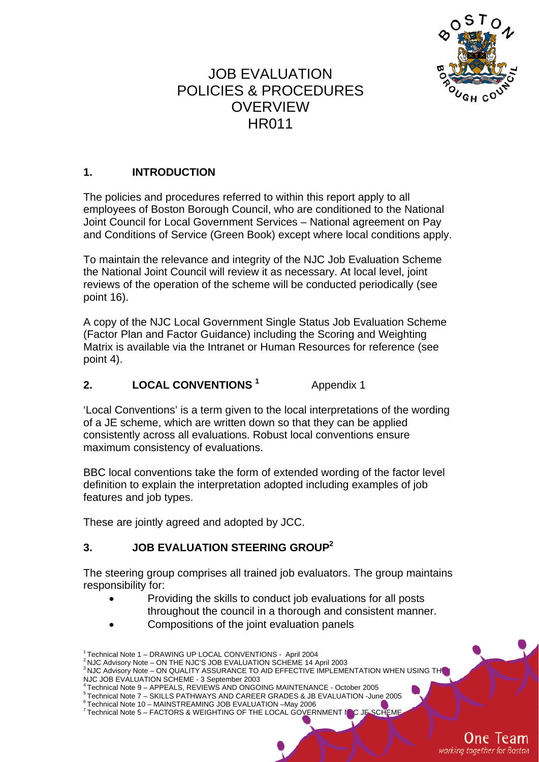# JOB EVALUATION POLICIES & PROCEDURES OVERVIEW HR011

## 1. INTRODUCTION

The policies and procedures referred to within this report apply to all employees of Boston Borough Council, who are conditioned to the National Joint Council for Local Government Services – National agreement on Pay and Conditions of Service (Green Book) except where local conditions apply.

To maintain the relevance and integrity of the NJC Job Evaluation Scheme the National Joint Council will review it as necessary. At local level, joint reviews of the operation of the scheme will be conducted periodically (see point 16).

A copy of the NJC Local Government Single Status Job Evaluation Scheme (Factor Plan and Factor Guidance) including the Scoring and Weighting Matrix is available via the Intranet or Human Resources for reference (see point 4).

## 2. LOCAL CONVENTIONS [1] Appendix 1

'Local Conventions' is a term given to the local interpretations of the wording of a JE scheme, which are written down so that they can be applied consistently across all evaluations. Robust local conventions ensure maximum consistency of evaluations.

BBC local conventions take the form of extended wording of the factor level definition to explain the interpretation adopted including examples of job features and job types.

These are jointly agreed and adopted by JCC.

## 3. JOB EVALUATION STEERING GROUP[2]

The steering group comprises all trained job evaluators. The group maintains responsibility for:

- Providing the skills to conduct job evaluations for all posts throughout the council in a thorough and consistent manner.
- Compositions of the joint evaluation panels

---

[1] Technical Note 1 – DRAWING UP LOCAL CONVENTIONS - April 2004
[2] NJC Advisory Note – ON THE NJC'S JOB EVALUATION SCHEME 14 April 2003
[3] NJC Advisory Note – ON QUALITY ASSURANCE TO AID EFFECTIVE IMPLEMENTATION WHEN USING THE NJC JOB EVALUATION SCHEME - 3 September 2003
[4] Technical Note 9 – APPEALS, REVIEWS AND ONGOING MAINTENANCE - October 2005
[5] Technical Note 7 – SKILLS PATHWAYS AND CAREER GRADES & JB EVALUATION -June 2005
[6] Technical Note 10 – MAINSTREAMING JOB EVALUATION –May 2006
[7] Technical Note 5 – FACTORS & WEIGHTING OF THE LOCAL GOVERNMENT NJC JE SCHEME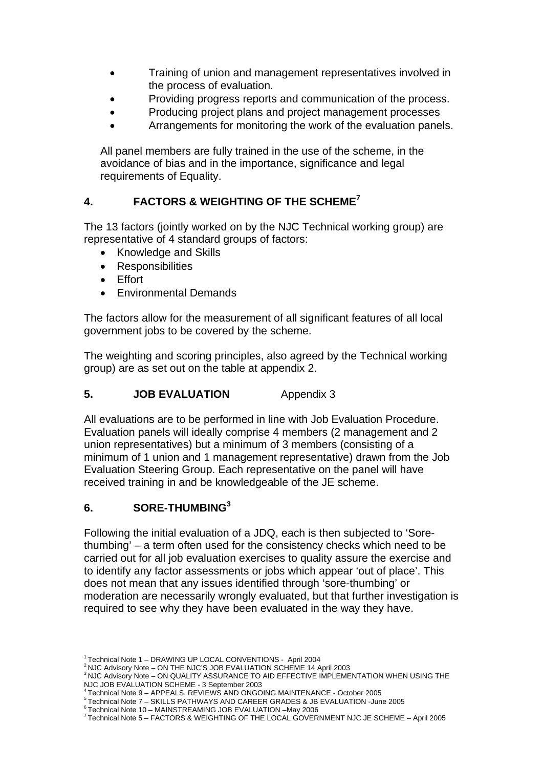- Training of union and management representatives involved in the process of evaluation.
- Providing progress reports and communication of the process.
- Producing project plans and project management processes
- Arrangements for monitoring the work of the evaluation panels.

All panel members are fully trained in the use of the scheme, in the avoidance of bias and in the importance, significance and legal requirements of Equality.

## 4. FACTORS & WEIGHTING OF THE SCHEME[7]

The 13 factors (jointly worked on by the NJC Technical working group) are representative of 4 standard groups of factors:

- Knowledge and Skills
- Responsibilities
- Effort
- Environmental Demands

The factors allow for the measurement of all significant features of all local government jobs to be covered by the scheme.

The weighting and scoring principles, also agreed by the Technical working group) are as set out on the table at appendix 2.

## 5. JOB EVALUATION Appendix 3

All evaluations are to be performed in line with Job Evaluation Procedure. Evaluation panels will ideally comprise 4 members (2 management and 2 union representatives) but a minimum of 3 members (consisting of a minimum of 1 union and 1 management representative) drawn from the Job Evaluation Steering Group. Each representative on the panel will have received training in and be knowledgeable of the JE scheme.

## 6. SORE-THUMBING[3]

Following the initial evaluation of a JDQ, each is then subjected to 'Sore-thumbing' – a term often used for the consistency checks which need to be carried out for all job evaluation exercises to quality assure the exercise and to identify any factor assessments or jobs which appear 'out of place'. This does not mean that any issues identified through 'sore-thumbing' or moderation are necessarily wrongly evaluated, but that further investigation is required to see why they have been evaluated in the way they have.

---

[1] Technical Note 1 – DRAWING UP LOCAL CONVENTIONS - April 2004
[2] NJC Advisory Note – ON THE NJC'S JOB EVALUATION SCHEME 14 April 2003
[3] NJC Advisory Note – ON QUALITY ASSURANCE TO AID EFFECTIVE IMPLEMENTATION WHEN USING THE NJC JOB EVALUATION SCHEME - 3 September 2003
[4] Technical Note 9 – APPEALS, REVIEWS AND ONGOING MAINTENANCE - October 2005
[5] Technical Note 7 – SKILLS PATHWAYS AND CAREER GRADES & JB EVALUATION -June 2005
[6] Technical Note 10 – MAINSTREAMING JOB EVALUATION –May 2006
[7] Technical Note 5 – FACTORS & WEIGHTING OF THE LOCAL GOVERNMENT NJC JE SCHEME – April 2005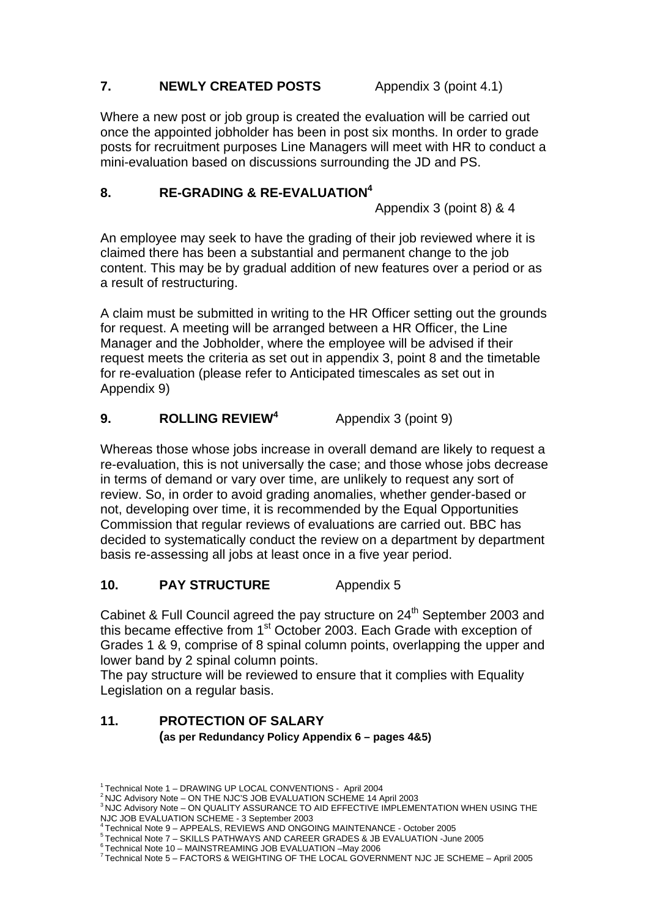## 7. NEWLY CREATED POSTS Appendix 3 (point 4.1)

Where a new post or job group is created the evaluation will be carried out once the appointed jobholder has been in post six months. In order to grade posts for recruitment purposes Line Managers will meet with HR to conduct a mini-evaluation based on discussions surrounding the JD and PS.

## 8. RE-GRADING & RE-EVALUATION[4]

Appendix 3 (point 8) & 4

An employee may seek to have the grading of their job reviewed where it is claimed there has been a substantial and permanent change to the job content. This may be by gradual addition of new features over a period or as a result of restructuring.

A claim must be submitted in writing to the HR Officer setting out the grounds for request. A meeting will be arranged between a HR Officer, the Line Manager and the Jobholder, where the employee will be advised if their request meets the criteria as set out in appendix 3, point 8 and the timetable for re-evaluation (please refer to Anticipated timescales as set out in Appendix 9)

## 9. ROLLING REVIEW[4] Appendix 3 (point 9)

Whereas those whose jobs increase in overall demand are likely to request a re-evaluation, this is not universally the case; and those whose jobs decrease in terms of demand or vary over time, are unlikely to request any sort of review. So, in order to avoid grading anomalies, whether gender-based or not, developing over time, it is recommended by the Equal Opportunities Commission that regular reviews of evaluations are carried out. BBC has decided to systematically conduct the review on a department by department basis re-assessing all jobs at least once in a five year period.

## 10. PAY STRUCTURE Appendix 5

Cabinet & Full Council agreed the pay structure on 24th September 2003 and this became effective from 1st October 2003. Each Grade with exception of Grades 1 & 9, comprise of 8 spinal column points, overlapping the upper and lower band by 2 spinal column points.

The pay structure will be reviewed to ensure that it complies with Equality Legislation on a regular basis.

## 11. PROTECTION OF SALARY

**(as per Redundancy Policy Appendix 6 – pages 4&5)**

---

[1] Technical Note 1 – DRAWING UP LOCAL CONVENTIONS - April 2004
[2] NJC Advisory Note – ON THE NJC'S JOB EVALUATION SCHEME 14 April 2003
[3] NJC Advisory Note – ON QUALITY ASSURANCE TO AID EFFECTIVE IMPLEMENTATION WHEN USING THE NJC JOB EVALUATION SCHEME - 3 September 2003
[4] Technical Note 9 – APPEALS, REVIEWS AND ONGOING MAINTENANCE - October 2005
[5] Technical Note 7 – SKILLS PATHWAYS AND CAREER GRADES & JB EVALUATION -June 2005
[6] Technical Note 10 – MAINSTREAMING JOB EVALUATION –May 2006
[7] Technical Note 5 – FACTORS & WEIGHTING OF THE LOCAL GOVERNMENT NJC JE SCHEME – April 2005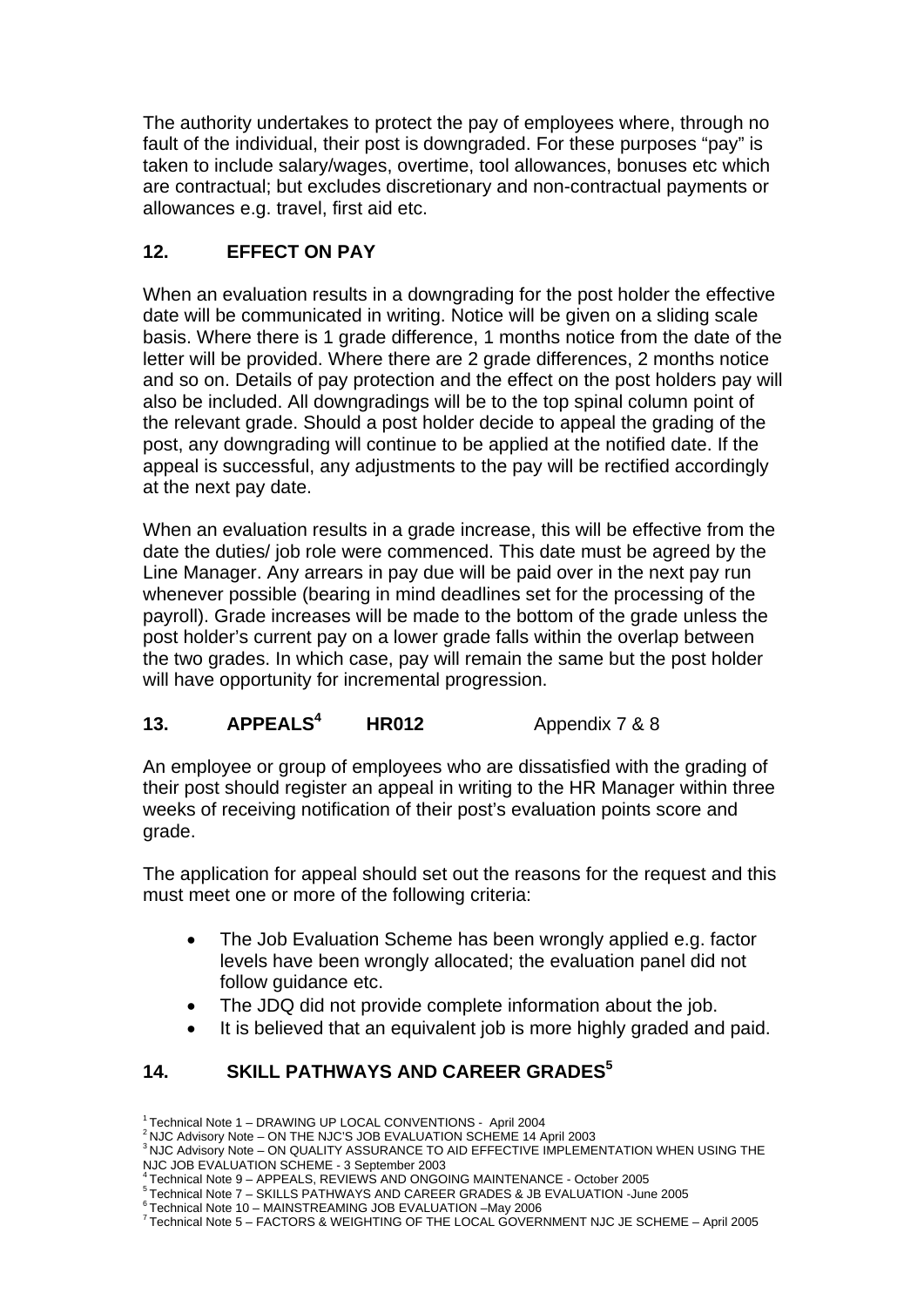The authority undertakes to protect the pay of employees where, through no fault of the individual, their post is downgraded. For these purposes "pay" is taken to include salary/wages, overtime, tool allowances, bonuses etc which are contractual; but excludes discretionary and non-contractual payments or allowances e.g. travel, first aid etc.

## 12. EFFECT ON PAY

When an evaluation results in a downgrading for the post holder the effective date will be communicated in writing. Notice will be given on a sliding scale basis. Where there is 1 grade difference, 1 months notice from the date of the letter will be provided. Where there are 2 grade differences, 2 months notice and so on. Details of pay protection and the effect on the post holders pay will also be included. All downgradings will be to the top spinal column point of the relevant grade. Should a post holder decide to appeal the grading of the post, any downgrading will continue to be applied at the notified date. If the appeal is successful, any adjustments to the pay will be rectified accordingly at the next pay date.

When an evaluation results in a grade increase, this will be effective from the date the duties/ job role were commenced. This date must be agreed by the Line Manager. Any arrears in pay due will be paid over in the next pay run whenever possible (bearing in mind deadlines set for the processing of the payroll). Grade increases will be made to the bottom of the grade unless the post holder's current pay on a lower grade falls within the overlap between the two grades. In which case, pay will remain the same but the post holder will have opportunity for incremental progression.

## 13. APPEALS[4] HR012 Appendix 7 & 8

An employee or group of employees who are dissatisfied with the grading of their post should register an appeal in writing to the HR Manager within three weeks of receiving notification of their post's evaluation points score and grade.

The application for appeal should set out the reasons for the request and this must meet one or more of the following criteria:

- The Job Evaluation Scheme has been wrongly applied e.g. factor levels have been wrongly allocated; the evaluation panel did not follow guidance etc.
- The JDQ did not provide complete information about the job.
- It is believed that an equivalent job is more highly graded and paid.

## 14. SKILL PATHWAYS AND CAREER GRADES[5]

[1] Technical Note 1 – DRAWING UP LOCAL CONVENTIONS - April 2004
[2] NJC Advisory Note – ON THE NJC'S JOB EVALUATION SCHEME 14 April 2003
[3] NJC Advisory Note – ON QUALITY ASSURANCE TO AID EFFECTIVE IMPLEMENTATION WHEN USING THE NJC JOB EVALUATION SCHEME - 3 September 2003
[4] Technical Note 9 – APPEALS, REVIEWS AND ONGOING MAINTENANCE - October 2005
[5] Technical Note 7 – SKILLS PATHWAYS AND CAREER GRADES & JB EVALUATION -June 2005
[6] Technical Note 10 – MAINSTREAMING JOB EVALUATION –May 2006
[7] Technical Note 5 – FACTORS & WEIGHTING OF THE LOCAL GOVERNMENT NJC JE SCHEME – April 2005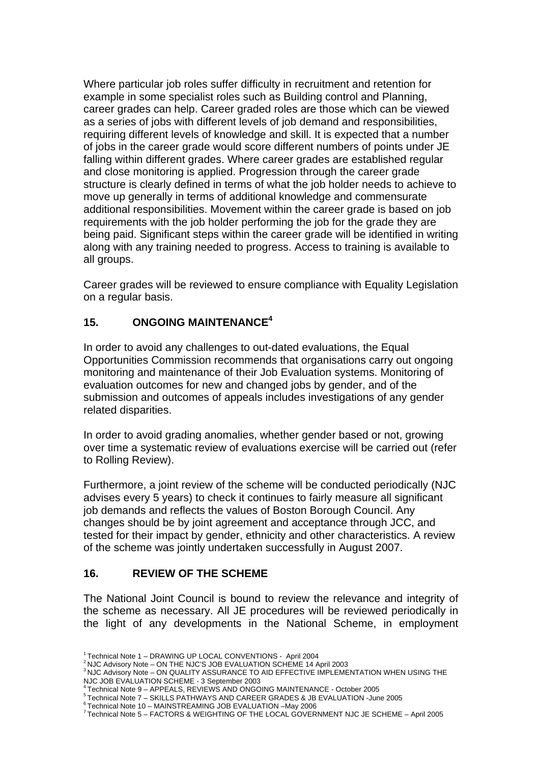Where particular job roles suffer difficulty in recruitment and retention for example in some specialist roles such as Building control and Planning, career grades can help. Career graded roles are those which can be viewed as a series of jobs with different levels of job demand and responsibilities, requiring different levels of knowledge and skill. It is expected that a number of jobs in the career grade would score different numbers of points under JE falling within different grades. Where career grades are established regular and close monitoring is applied. Progression through the career grade structure is clearly defined in terms of what the job holder needs to achieve to move up generally in terms of additional knowledge and commensurate additional responsibilities. Movement within the career grade is based on job requirements with the job holder performing the job for the grade they are being paid. Significant steps within the career grade will be identified in writing along with any training needed to progress. Access to training is available to all groups.

Career grades will be reviewed to ensure compliance with Equality Legislation on a regular basis.

## 15. ONGOING MAINTENANCE[4]

In order to avoid any challenges to out-dated evaluations, the Equal Opportunities Commission recommends that organisations carry out ongoing monitoring and maintenance of their Job Evaluation systems. Monitoring of evaluation outcomes for new and changed jobs by gender, and of the submission and outcomes of appeals includes investigations of any gender related disparities.

In order to avoid grading anomalies, whether gender based or not, growing over time a systematic review of evaluations exercise will be carried out (refer to Rolling Review).

Furthermore, a joint review of the scheme will be conducted periodically (NJC advises every 5 years) to check it continues to fairly measure all significant job demands and reflects the values of Boston Borough Council. Any changes should be by joint agreement and acceptance through JCC, and tested for their impact by gender, ethnicity and other characteristics. A review of the scheme was jointly undertaken successfully in August 2007.

## 16. REVIEW OF THE SCHEME

The National Joint Council is bound to review the relevance and integrity of the scheme as necessary. All JE procedures will be reviewed periodically in the light of any developments in the National Scheme, in employment

---

[1] Technical Note 1 – DRAWING UP LOCAL CONVENTIONS - April 2004
[2] NJC Advisory Note – ON THE NJC'S JOB EVALUATION SCHEME 14 April 2003
[3] NJC Advisory Note – ON QUALITY ASSURANCE TO AID EFFECTIVE IMPLEMENTATION WHEN USING THE NJC JOB EVALUATION SCHEME - 3 September 2003
[4] Technical Note 9 – APPEALS, REVIEWS AND ONGOING MAINTENANCE - October 2005
[5] Technical Note 7 – SKILLS PATHWAYS AND CAREER GRADES & JB EVALUATION -June 2005
[6] Technical Note 10 – MAINSTREAMING JOB EVALUATION –May 2006
[7] Technical Note 5 – FACTORS & WEIGHTING OF THE LOCAL GOVERNMENT NJC JE SCHEME – April 2005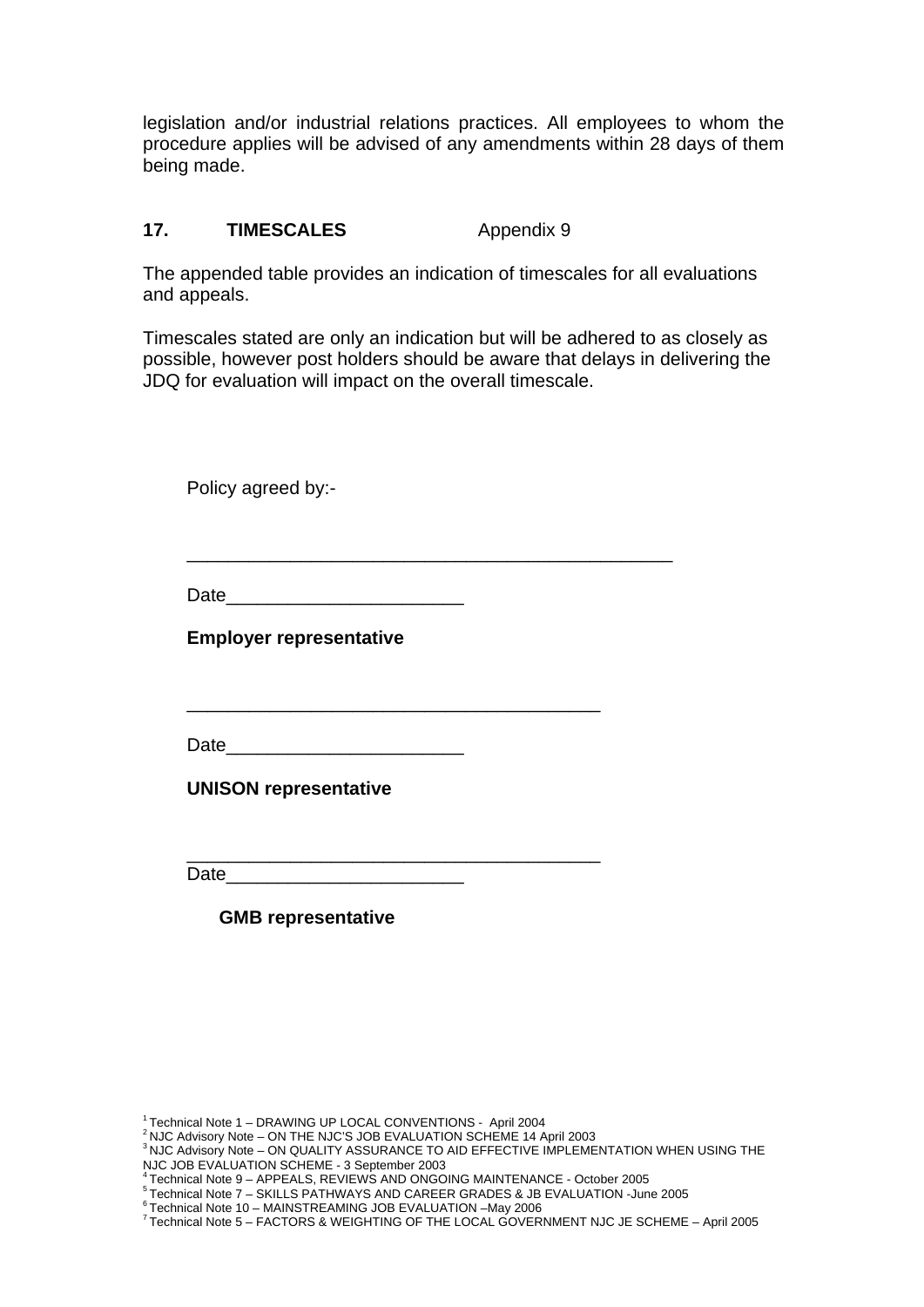legislation and/or industrial relations practices. All employees to whom the procedure applies will be advised of any amendments within 28 days of them being made.

## 17. TIMESCALES Appendix 9

The appended table provides an indication of timescales for all evaluations and appeals.

Timescales stated are only an indication but will be adhered to as closely as possible, however post holders should be aware that delays in delivering the JDQ for evaluation will impact on the overall timescale.

Policy agreed by:-

_______________________________________________

Date_______________________

**Employer representative**

________________________________________

Date_______________________

**UNISON representative**

________________________________________

Date_______________________

**GMB representative**

[1] Technical Note 1 – DRAWING UP LOCAL CONVENTIONS - April 2004
[2] NJC Advisory Note – ON THE NJC'S JOB EVALUATION SCHEME 14 April 2003
[3] NJC Advisory Note – ON QUALITY ASSURANCE TO AID EFFECTIVE IMPLEMENTATION WHEN USING THE NJC JOB EVALUATION SCHEME - 3 September 2003
[4] Technical Note 9 – APPEALS, REVIEWS AND ONGOING MAINTENANCE - October 2005
[5] Technical Note 7 – SKILLS PATHWAYS AND CAREER GRADES & JB EVALUATION -June 2005
[6] Technical Note 10 – MAINSTREAMING JOB EVALUATION –May 2006
[7] Technical Note 5 – FACTORS & WEIGHTING OF THE LOCAL GOVERNMENT NJC JE SCHEME – April 2005